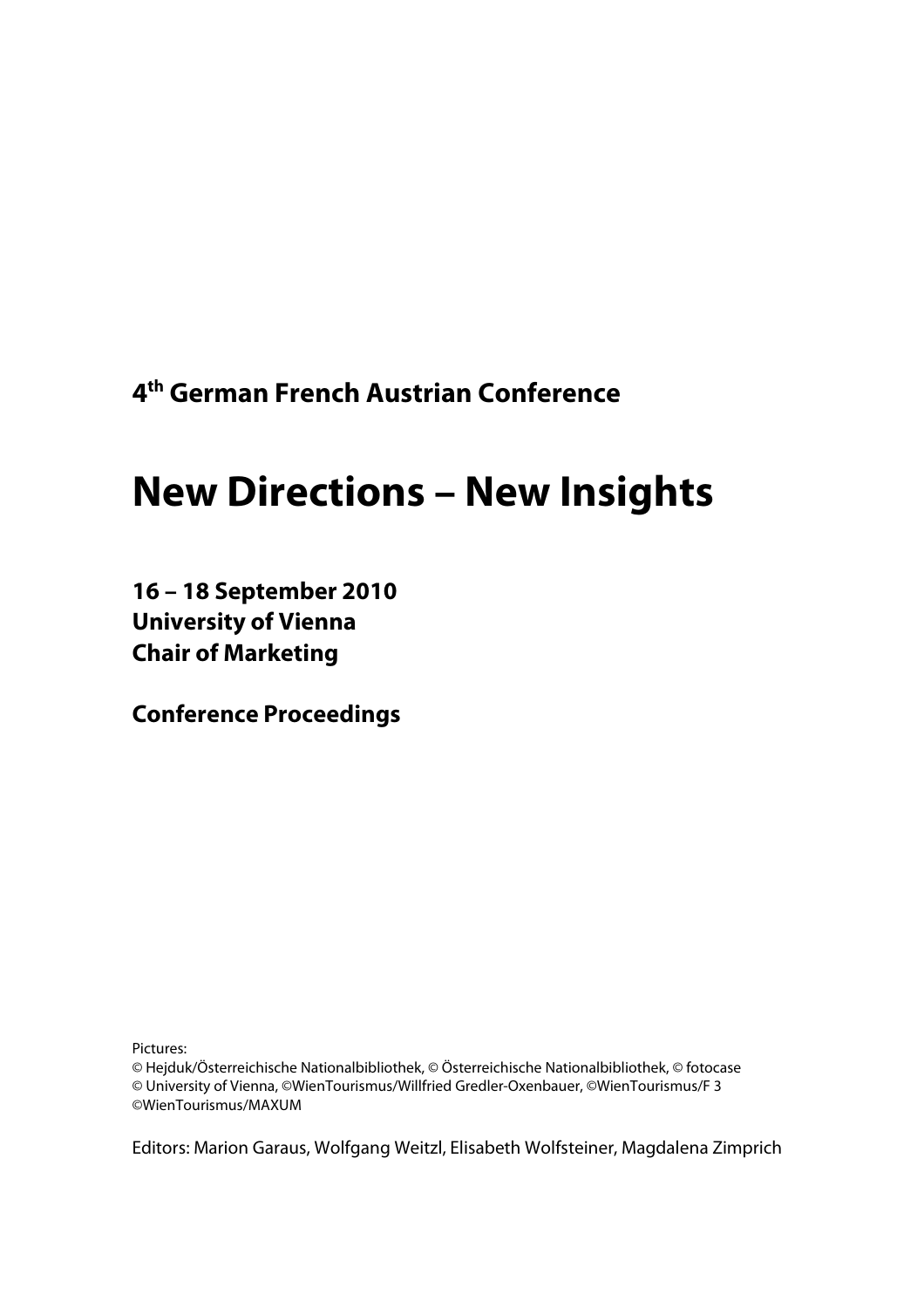**4th German French Austrian Conference**

# New Directions – New Insights

**16 – 18 September 2010**
**University of Vienna**
**Chair of Marketing**

**Conference Proceedings**

Pictures:
© Hejduk/Österreichische Nationalbibliothek, © Österreichische Nationalbibliothek, © fotocase
© University of Vienna, ©WienTourismus/Willfried Gredler-Oxenbauer, ©WienTourismus/F 3
©WienTourismus/MAXUM

Editors: Marion Garaus, Wolfgang Weitzl, Elisabeth Wolfsteiner, Magdalena Zimprich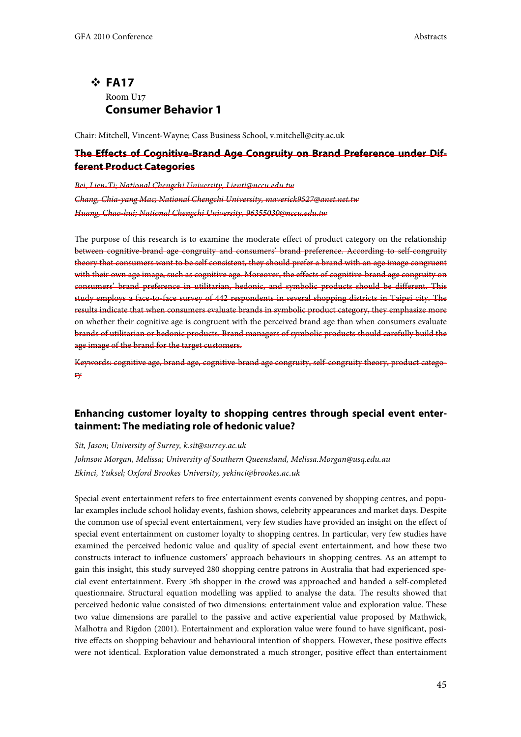## ❖ FA17

Room U17

### Consumer Behavior 1

Chair: Mitchell, Vincent-Wayne; Cass Business School, v.mitchell@city.ac.uk

#### ~~The Effects of Cognitive-Brand Age Congruity on Brand Preference under Different Product Categories~~

~~*Bei, Lien-Ti; National Chengchi University, Lienti@nccu.edu.tw*~~

~~*Chang, Chia-yang Mac; National Chengchi University, maverick9527@anet.net.tw*~~

~~*Huang, Chao-hui; National Chengchi University, 96355030@nccu.edu.tw*~~

~~The purpose of this research is to examine the moderate effect of product category on the relationship between cognitive-brand age congruity and consumers' brand preference. According to self-congruity theory that consumers want to be self consistent, they should prefer a brand with an age image congruent with their own age image, such as cognitive age. Moreover, the effects of cognitive-brand age congruity on consumers' brand preference in utilitarian, hedonic, and symbolic products should be different. This study employs a face-to-face survey of 442 respondents in several shopping districts in Taipei city. The results indicate that when consumers evaluate brands in symbolic product category, they emphasize more on whether their cognitive age is congruent with the perceived brand age than when consumers evaluate brands of utilitarian or hedonic products. Brand managers of symbolic products should carefully build the age image of the brand for the target customers.~~

~~Keywords: cognitive age, brand age, cognitive-brand age congruity, self-congruity theory, product category~~

#### Enhancing customer loyalty to shopping centres through special event entertainment: The mediating role of hedonic value?

*Sit, Jason; University of Surrey, k.sit@surrey.ac.uk*

*Johnson Morgan, Melissa; University of Southern Queensland, Melissa.Morgan@usq.edu.au*

*Ekinci, Yuksel; Oxford Brookes University, yekinci@brookes.ac.uk*

Special event entertainment refers to free entertainment events convened by shopping centres, and popular examples include school holiday events, fashion shows, celebrity appearances and market days. Despite the common use of special event entertainment, very few studies have provided an insight on the effect of special event entertainment on customer loyalty to shopping centres. In particular, very few studies have examined the perceived hedonic value and quality of special event entertainment, and how these two constructs interact to influence customers' approach behaviours in shopping centres. As an attempt to gain this insight, this study surveyed 280 shopping centre patrons in Australia that had experienced special event entertainment. Every 5th shopper in the crowd was approached and handed a self-completed questionnaire. Structural equation modelling was applied to analyse the data. The results showed that perceived hedonic value consisted of two dimensions: entertainment value and exploration value. These two value dimensions are parallel to the passive and active experiential value proposed by Mathwick, Malhotra and Rigdon (2001). Entertainment and exploration value were found to have significant, positive effects on shopping behaviour and behavioural intention of shoppers. However, these positive effects were not identical. Exploration value demonstrated a much stronger, positive effect than entertainment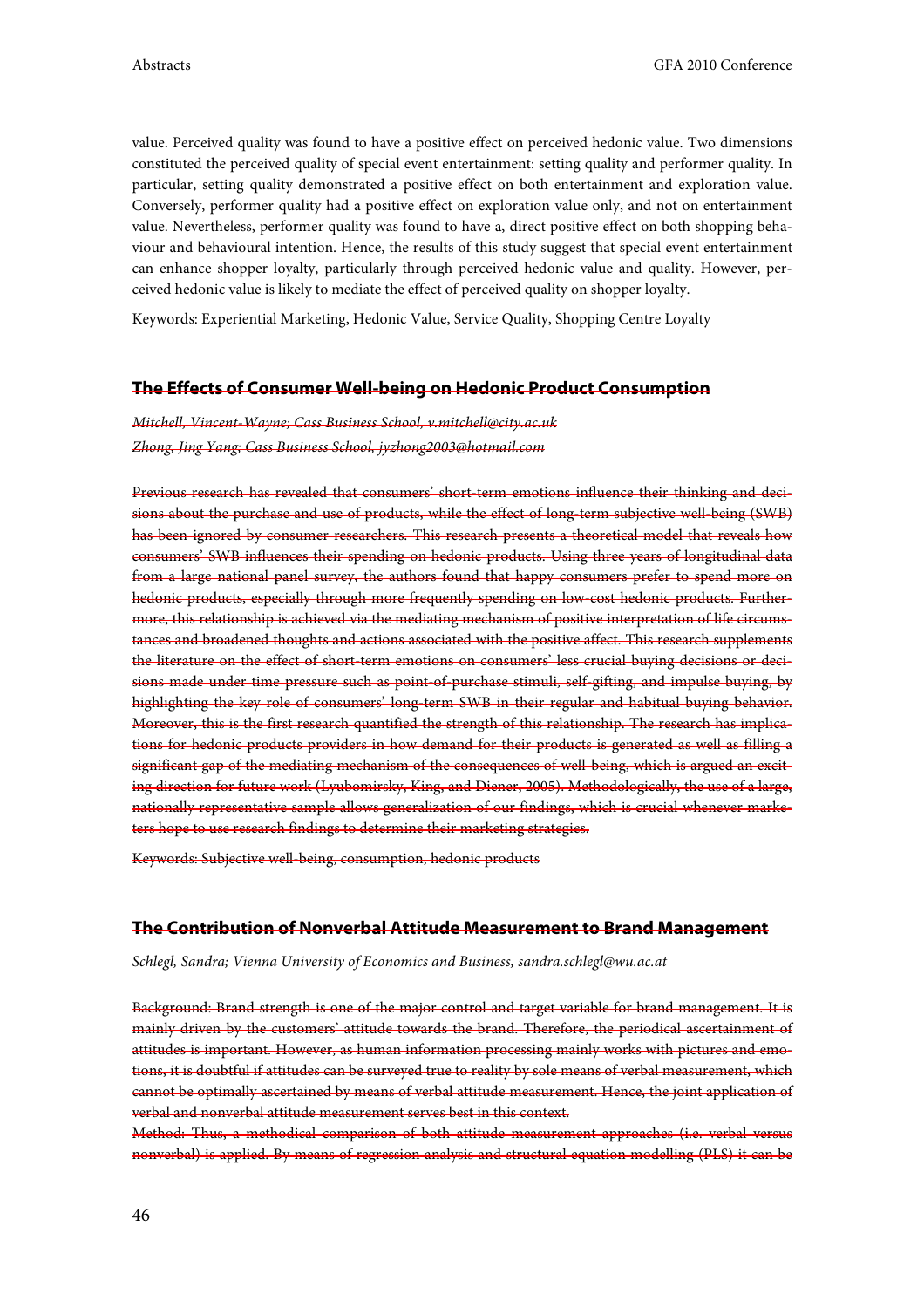value. Perceived quality was found to have a positive effect on perceived hedonic value. Two dimensions constituted the perceived quality of special event entertainment: setting quality and performer quality. In particular, setting quality demonstrated a positive effect on both entertainment and exploration value. Conversely, performer quality had a positive effect on exploration value only, and not on entertainment value. Nevertheless, performer quality was found to have a, direct positive effect on both shopping behaviour and behavioural intention. Hence, the results of this study suggest that special event entertainment can enhance shopper loyalty, particularly through perceived hedonic value and quality. However, perceived hedonic value is likely to mediate the effect of perceived quality on shopper loyalty.

Keywords: Experiential Marketing, Hedonic Value, Service Quality, Shopping Centre Loyalty

## ~~The Effects of Consumer Well-being on Hedonic Product Consumption~~

~~*Mitchell, Vincent-Wayne; Cass Business School, v.mitchell@city.ac.uk*~~
~~*Zhong, Jing Yang; Cass Business School, jyzhong2003@hotmail.com*~~

~~Previous research has revealed that consumers' short-term emotions influence their thinking and decisions about the purchase and use of products, while the effect of long-term subjective well-being (SWB) has been ignored by consumer researchers. This research presents a theoretical model that reveals how consumers' SWB influences their spending on hedonic products. Using three years of longitudinal data from a large national panel survey, the authors found that happy consumers prefer to spend more on hedonic products, especially through more frequently spending on low-cost hedonic products. Furthermore, this relationship is achieved via the mediating mechanism of positive interpretation of life circumstances and broadened thoughts and actions associated with the positive affect. This research supplements the literature on the effect of short-term emotions on consumers' less crucial buying decisions or decisions made under time pressure such as point-of-purchase stimuli, self-gifting, and impulse buying, by highlighting the key role of consumers' long-term SWB in their regular and habitual buying behavior. Moreover, this is the first research quantified the strength of this relationship. The research has implications for hedonic products providers in how demand for their products is generated as well as filling a significant gap of the mediating mechanism of the consequences of well-being, which is argued an exciting direction for future work (Lyubomirsky, King, and Diener, 2005). Methodologically, the use of a large, nationally representative sample allows generalization of our findings, which is crucial whenever marketers hope to use research findings to determine their marketing strategies.~~

~~Keywords: Subjective well-being, consumption, hedonic products~~

## ~~The Contribution of Nonverbal Attitude Measurement to Brand Management~~

~~*Schlegl, Sandra; Vienna University of Economics and Business, sandra.schlegl@wu.ac.at*~~

~~Background: Brand strength is one of the major control and target variable for brand management. It is mainly driven by the customers' attitude towards the brand. Therefore, the periodical ascertainment of attitudes is important. However, as human information processing mainly works with pictures and emotions, it is doubtful if attitudes can be surveyed true to reality by sole means of verbal measurement, which cannot be optimally ascertained by means of verbal attitude measurement. Hence, the joint application of verbal and nonverbal attitude measurement serves best in this context.~~

~~Method: Thus, a methodical comparison of both attitude measurement approaches (i.e. verbal versus nonverbal) is applied. By means of regression analysis and structural equation modelling (PLS) it can be~~